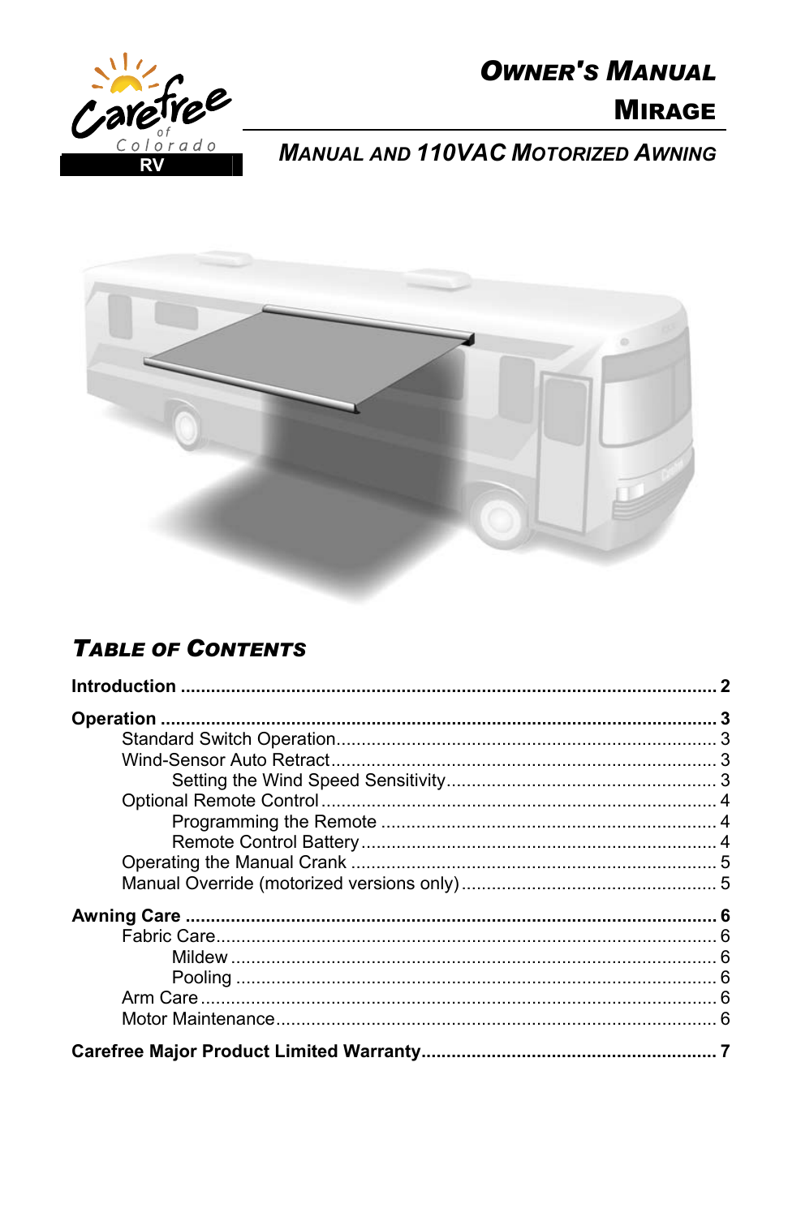# OWNER'S MANUAL

# MIRAGE

## MANUAL AND 110VAC MOTORIZED AWNING

## TABLE OF CONTENTS

**Introduction** .......... **2**

**Operation** .......... **3**

- Standard Switch Operation .......... 3
- Wind-Sensor Auto Retract .......... 3
  - Setting the Wind Speed Sensitivity .......... 3
- Optional Remote Control .......... 4
  - Programming the Remote .......... 4
  - Remote Control Battery .......... 4
- Operating the Manual Crank .......... 5
- Manual Override (motorized versions only) .......... 5

**Awning Care** .......... **6**

- Fabric Care .......... 6
  - Mildew .......... 6
  - Pooling .......... 6
- Arm Care .......... 6
- Motor Maintenance .......... 6

**Carefree Major Product Limited Warranty** .......... **7**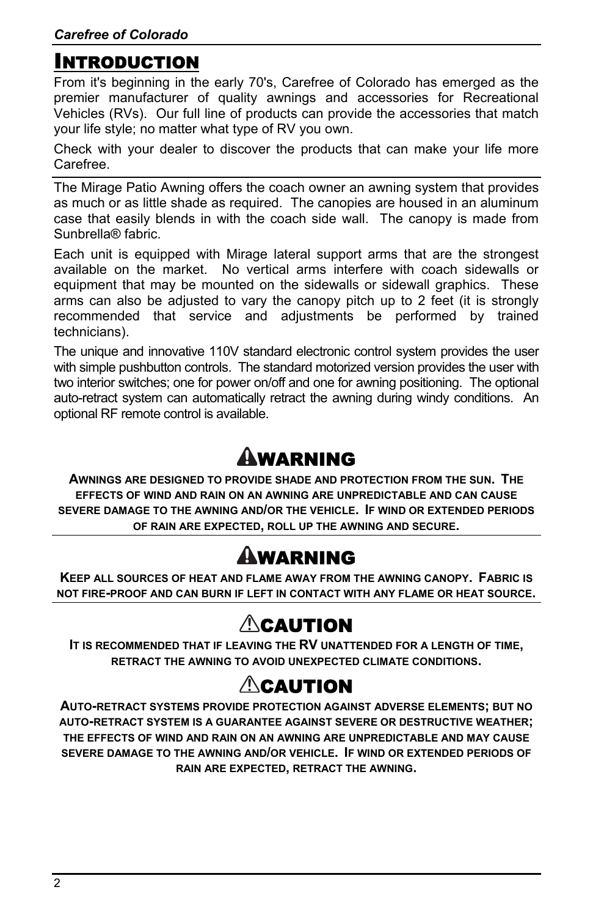# Introduction

From it's beginning in the early 70's, Carefree of Colorado has emerged as the premier manufacturer of quality awnings and accessories for Recreational Vehicles (RVs). Our full line of products can provide the accessories that match your life style; no matter what type of RV you own.

Check with your dealer to discover the products that can make your life more Carefree.

---

The Mirage Patio Awning offers the coach owner an awning system that provides as much or as little shade as required. The canopies are housed in an aluminum case that easily blends in with the coach side wall. The canopy is made from Sunbrella® fabric.

Each unit is equipped with Mirage lateral support arms that are the strongest available on the market. No vertical arms interfere with coach sidewalls or equipment that may be mounted on the sidewalls or sidewall graphics. These arms can also be adjusted to vary the canopy pitch up to 2 feet (it is strongly recommended that service and adjustments be performed by trained technicians).

The unique and innovative 110V standard electronic control system provides the user with simple pushbutton controls. The standard motorized version provides the user with two interior switches; one for power on/off and one for awning positioning. The optional auto-retract system can automatically retract the awning during windy conditions. An optional RF remote control is available.

## ⚠WARNING

**AWNINGS ARE DESIGNED TO PROVIDE SHADE AND PROTECTION FROM THE SUN. THE EFFECTS OF WIND AND RAIN ON AN AWNING ARE UNPREDICTABLE AND CAN CAUSE SEVERE DAMAGE TO THE AWNING AND/OR THE VEHICLE. IF WIND OR EXTENDED PERIODS OF RAIN ARE EXPECTED, ROLL UP THE AWNING AND SECURE.**

## ⚠WARNING

**KEEP ALL SOURCES OF HEAT AND FLAME AWAY FROM THE AWNING CANOPY. FABRIC IS NOT FIRE-PROOF AND CAN BURN IF LEFT IN CONTACT WITH ANY FLAME OR HEAT SOURCE.**

## ⚠CAUTION

**IT IS RECOMMENDED THAT IF LEAVING THE RV UNATTENDED FOR A LENGTH OF TIME, RETRACT THE AWNING TO AVOID UNEXPECTED CLIMATE CONDITIONS.**

## ⚠CAUTION

**AUTO-RETRACT SYSTEMS PROVIDE PROTECTION AGAINST ADVERSE ELEMENTS; BUT NO AUTO-RETRACT SYSTEM IS A GUARANTEE AGAINST SEVERE OR DESTRUCTIVE WEATHER; THE EFFECTS OF WIND AND RAIN ON AN AWNING ARE UNPREDICTABLE AND MAY CAUSE SEVERE DAMAGE TO THE AWNING AND/OR VEHICLE. IF WIND OR EXTENDED PERIODS OF RAIN ARE EXPECTED, RETRACT THE AWNING.**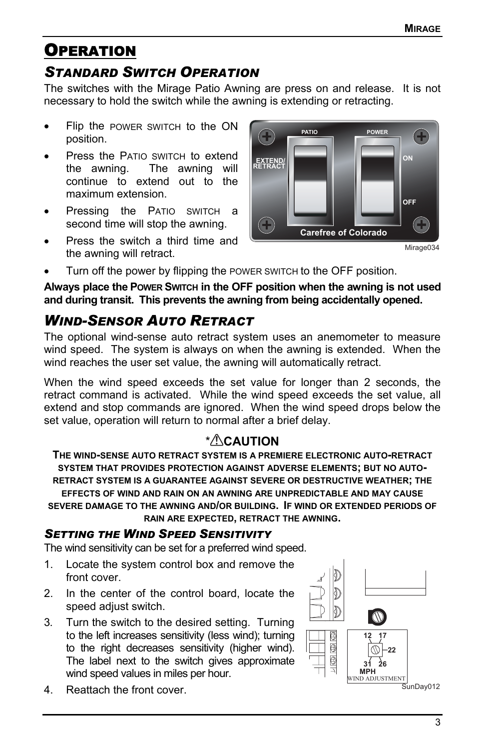# Operation

## Standard Switch Operation

The switches with the Mirage Patio Awning are press on and release. It is not necessary to hold the switch while the awning is extending or retracting.

- Flip the POWER SWITCH to the ON position.
- Press the PATIO SWITCH to extend the awning. The awning will continue to extend out to the maximum extension.
- Pressing the PATIO SWITCH a second time will stop the awning.
- Press the switch a third time and the awning will retract.
- Turn off the power by flipping the POWER SWITCH to the OFF position.

PATIO POWER EXTEND/ RETRACT ON OFF Carefree of Colorado

Mirage034

**Always place the POWER SWITCH in the OFF position when the awning is not used and during transit. This prevents the awning from being accidentally opened.**

## Wind-Sensor Auto Retract

The optional wind-sense auto retract system uses an anemometer to measure wind speed. The system is always on when the awning is extended. When the wind reaches the user set value, the awning will automatically retract.

When the wind speed exceeds the set value for longer than 2 seconds, the retract command is activated. While the wind speed exceeds the set value, all extend and stop commands are ignored. When the wind speed drops below the set value, operation will return to normal after a brief delay.

**\*⚠CAUTION**

**THE WIND-SENSE AUTO RETRACT SYSTEM IS A PREMIERE ELECTRONIC AUTO-RETRACT SYSTEM THAT PROVIDES PROTECTION AGAINST ADVERSE ELEMENTS; BUT NO AUTO-RETRACT SYSTEM IS A GUARANTEE AGAINST SEVERE OR DESTRUCTIVE WEATHER; THE EFFECTS OF WIND AND RAIN ON AN AWNING ARE UNPREDICTABLE AND MAY CAUSE SEVERE DAMAGE TO THE AWNING AND/OR BUILDING. IF WIND OR EXTENDED PERIODS OF RAIN ARE EXPECTED, RETRACT THE AWNING.**

### Setting the Wind Speed Sensitivity

The wind sensitivity can be set for a preferred wind speed.

1. Locate the system control box and remove the front cover.
2. In the center of the control board, locate the speed adjust switch.
3. Turn the switch to the desired setting. Turning to the left increases sensitivity (less wind); turning to the right decreases sensitivity (higher wind). The label next to the switch gives approximate wind speed values in miles per hour.
4. Reattach the front cover.

12 17 22 26 31 MPH WIND ADJUSTMENT

SunDay012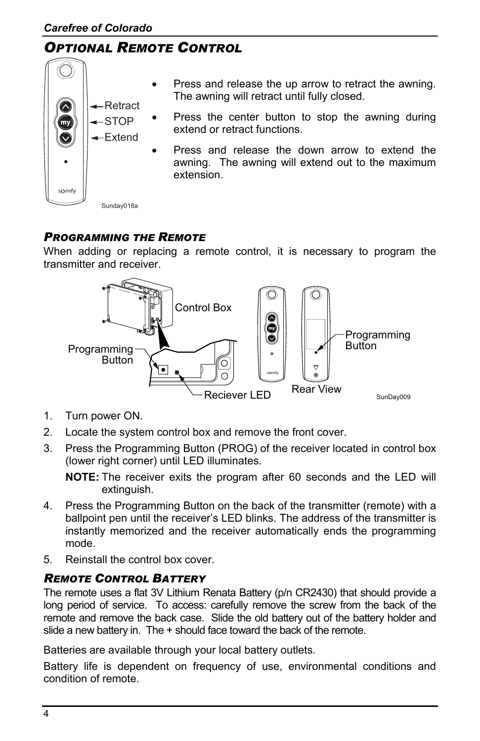## Optional Remote Control

- Press and release the up arrow to retract the awning. The awning will retract until fully closed.
- Press the center button to stop the awning during extend or retract functions.
- Press and release the down arrow to extend the awning. The awning will extend out to the maximum extension.

### Programming the Remote

When adding or replacing a remote control, it is necessary to program the transmitter and receiver.

1. Turn power ON.
2. Locate the system control box and remove the front cover.
3. Press the Programming Button (PROG) of the receiver located in control box (lower right corner) until LED illuminates.

   **NOTE:** The receiver exits the program after 60 seconds and the LED will extinguish.
4. Press the Programming Button on the back of the transmitter (remote) with a ballpoint pen until the receiver's LED blinks. The address of the transmitter is instantly memorized and the receiver automatically ends the programming mode.
5. Reinstall the control box cover.

### Remote Control Battery

The remote uses a flat 3V Lithium Renata Battery (p/n CR2430) that should provide a long period of service. To access: carefully remove the screw from the back of the remote and remove the back case. Slide the old battery out of the battery holder and slide a new battery in. The + should face toward the back of the remote.

Batteries are available through your local battery outlets.

Battery life is dependent on frequency of use, environmental conditions and condition of remote.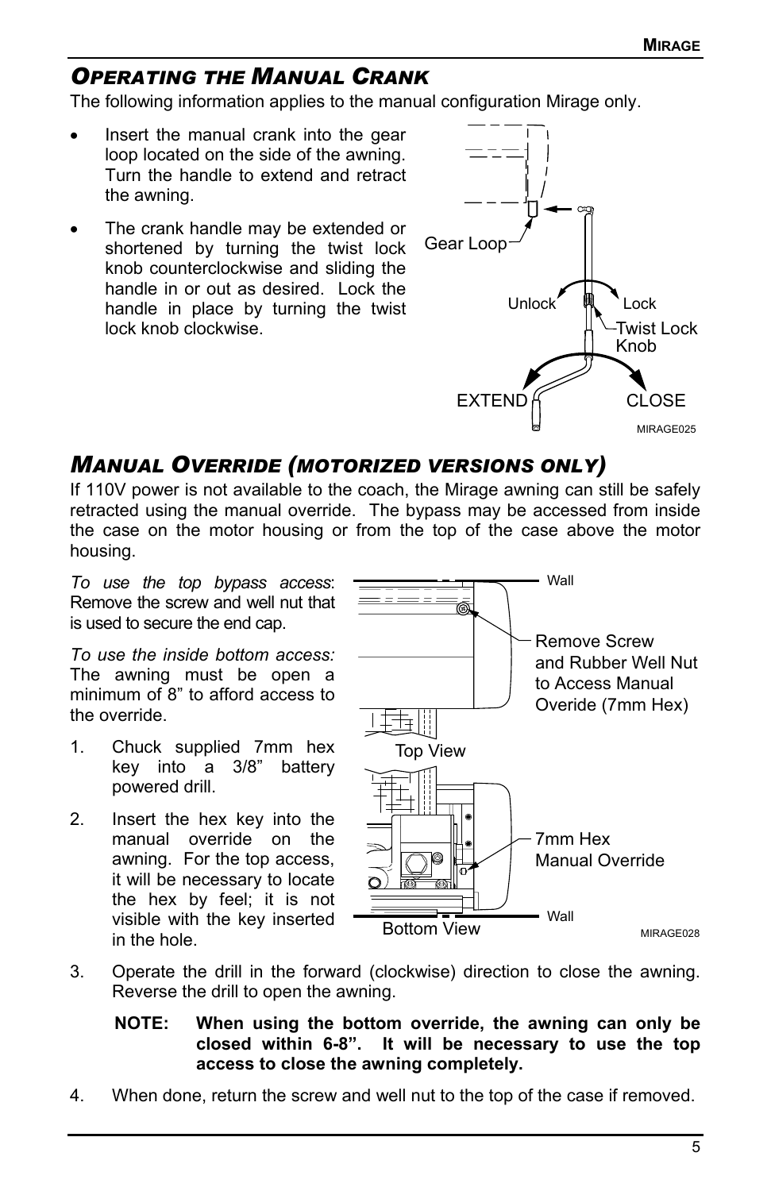## Operating the Manual Crank

The following information applies to the manual configuration Mirage only.

- Insert the manual crank into the gear loop located on the side of the awning. Turn the handle to extend and retract the awning.
- The crank handle may be extended or shortened by turning the twist lock knob counterclockwise and sliding the handle in or out as desired. Lock the handle in place by turning the twist lock knob clockwise.

## Manual Override (motorized versions only)

If 110V power is not available to the coach, the Mirage awning can still be safely retracted using the manual override. The bypass may be accessed from inside the case on the motor housing or from the top of the case above the motor housing.

*To use the top bypass access*: Remove the screw and well nut that is used to secure the end cap.

*To use the inside bottom access:* The awning must be open a minimum of 8” to afford access to the override.

1. Chuck supplied 7mm hex key into a 3/8” battery powered drill.
2. Insert the hex key into the manual override on the awning. For the top access, it will be necessary to locate the hex by feel; it is not visible with the key inserted in the hole.
3. Operate the drill in the forward (clockwise) direction to close the awning. Reverse the drill to open the awning.

   **NOTE: When using the bottom override, the awning can only be closed within 6-8”. It will be necessary to use the top access to close the awning completely.**

4. When done, return the screw and well nut to the top of the case if removed.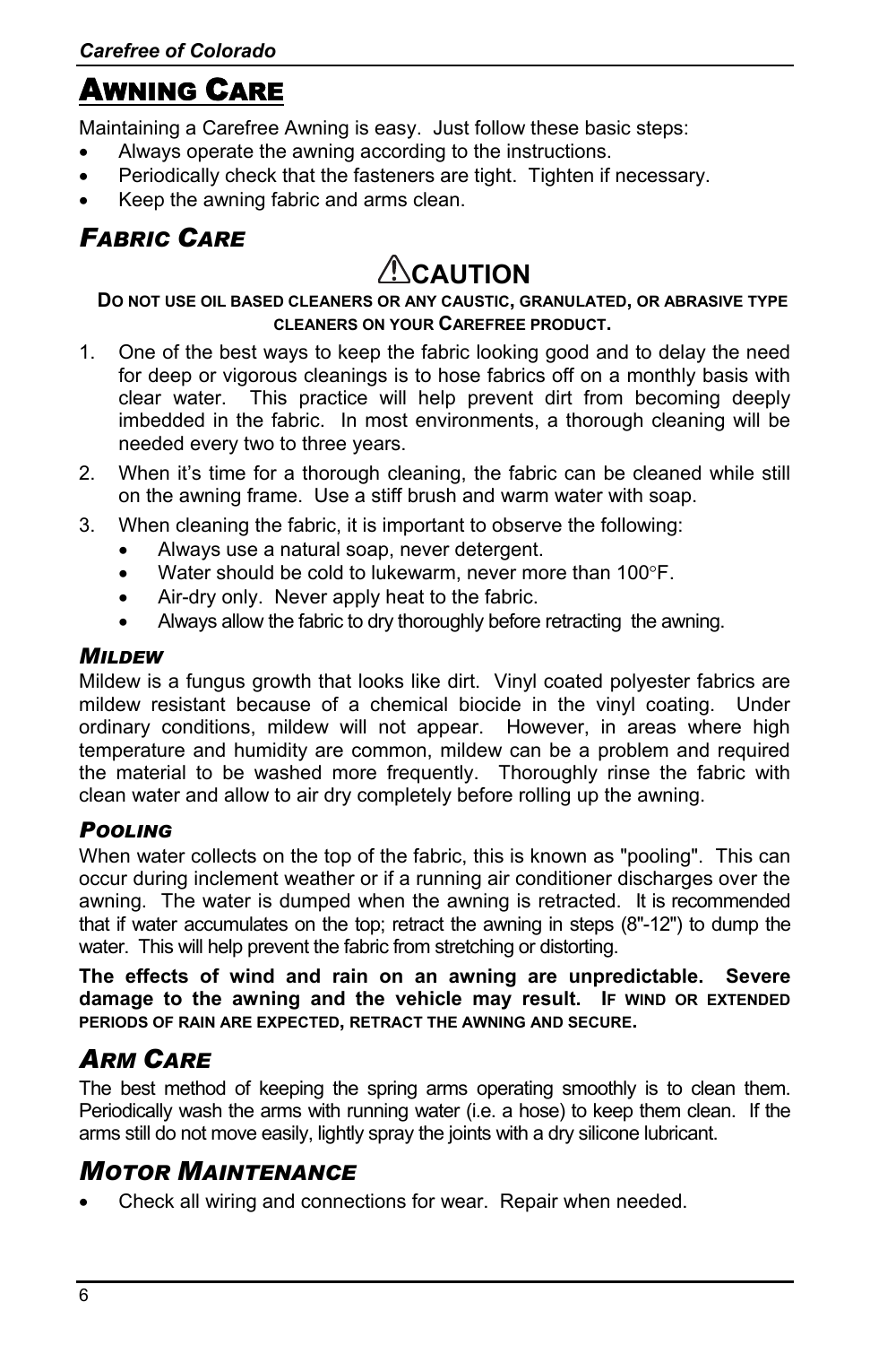# Awning Care

Maintaining a Carefree Awning is easy. Just follow these basic steps:

- Always operate the awning according to the instructions.
- Periodically check that the fasteners are tight. Tighten if necessary.
- Keep the awning fabric and arms clean.

## *Fabric Care*

### ⚠CAUTION

**Do not use oil based cleaners or any caustic, granulated, or abrasive type cleaners on your Carefree product.**

1. One of the best ways to keep the fabric looking good and to delay the need for deep or vigorous cleanings is to hose fabrics off on a monthly basis with clear water. This practice will help prevent dirt from becoming deeply imbedded in the fabric. In most environments, a thorough cleaning will be needed every two to three years.
2. When it's time for a thorough cleaning, the fabric can be cleaned while still on the awning frame. Use a stiff brush and warm water with soap.
3. When cleaning the fabric, it is important to observe the following:
   - Always use a natural soap, never detergent.
   - Water should be cold to lukewarm, never more than 100°F.
   - Air-dry only. Never apply heat to the fabric.
   - Always allow the fabric to dry thoroughly before retracting the awning.

### *Mildew*

Mildew is a fungus growth that looks like dirt. Vinyl coated polyester fabrics are mildew resistant because of a chemical biocide in the vinyl coating. Under ordinary conditions, mildew will not appear. However, in areas where high temperature and humidity are common, mildew can be a problem and required the material to be washed more frequently. Thoroughly rinse the fabric with clean water and allow to air dry completely before rolling up the awning.

### *Pooling*

When water collects on the top of the fabric, this is known as "pooling". This can occur during inclement weather or if a running air conditioner discharges over the awning. The water is dumped when the awning is retracted. It is recommended that if water accumulates on the top; retract the awning in steps (8"-12") to dump the water. This will help prevent the fabric from stretching or distorting.

**The effects of wind and rain on an awning are unpredictable. Severe damage to the awning and the vehicle may result. If wind or extended periods of rain are expected, retract the awning and secure.**

## *Arm Care*

The best method of keeping the spring arms operating smoothly is to clean them. Periodically wash the arms with running water (i.e. a hose) to keep them clean. If the arms still do not move easily, lightly spray the joints with a dry silicone lubricant.

## *Motor Maintenance*

- Check all wiring and connections for wear. Repair when needed.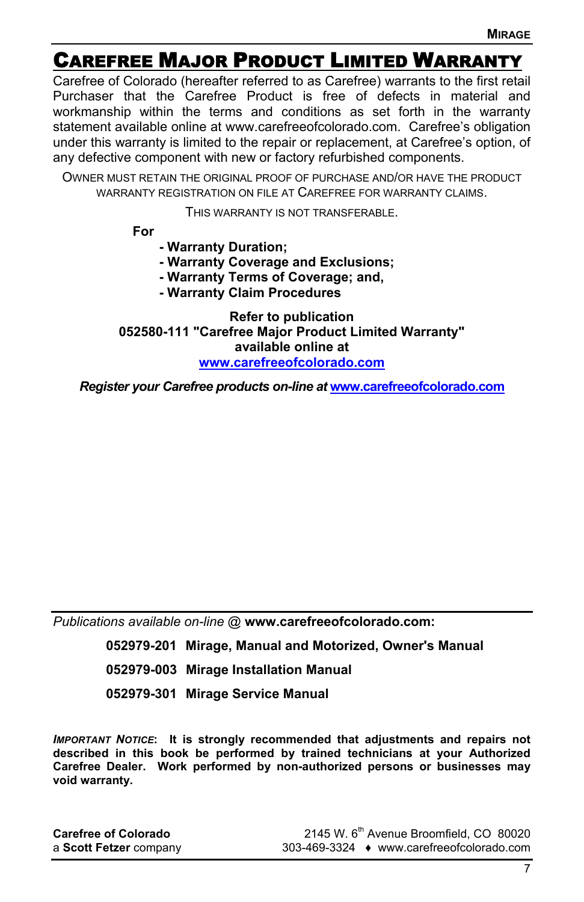# CAREFREE MAJOR PRODUCT LIMITED WARRANTY

Carefree of Colorado (hereafter referred to as Carefree) warrants to the first retail Purchaser that the Carefree Product is free of defects in material and workmanship within the terms and conditions as set forth in the warranty statement available online at www.carefreeofcolorado.com. Carefree's obligation under this warranty is limited to the repair or replacement, at Carefree's option, of any defective component with new or factory refurbished components.

OWNER MUST RETAIN THE ORIGINAL PROOF OF PURCHASE AND/OR HAVE THE PRODUCT WARRANTY REGISTRATION ON FILE AT CAREFREE FOR WARRANTY CLAIMS.

THIS WARRANTY IS NOT TRANSFERABLE.

**For**

- **Warranty Duration;**
- **Warranty Coverage and Exclusions;**
- **Warranty Terms of Coverage; and,**
- **Warranty Claim Procedures**

**Refer to publication**
**052580-111 "Carefree Major Product Limited Warranty"**
**available online at**
**www.carefreeofcolorado.com**

***Register your Carefree products on-line at* www.carefreeofcolorado.com**

---

*Publications available on-line @* **www.carefreeofcolorado.com:**

**052979-201 Mirage, Manual and Motorized, Owner's Manual**

**052979-003 Mirage Installation Manual**

**052979-301 Mirage Service Manual**

***IMPORTANT NOTICE*: It is strongly recommended that adjustments and repairs not described in this book be performed by trained technicians at your Authorized Carefree Dealer. Work performed by non-authorized persons or businesses may void warranty.**

**Carefree of Colorado**
a **Scott Fetzer** company

2145 W. 6th Avenue Broomfield, CO 80020
303-469-3324 ♦ www.carefreeofcolorado.com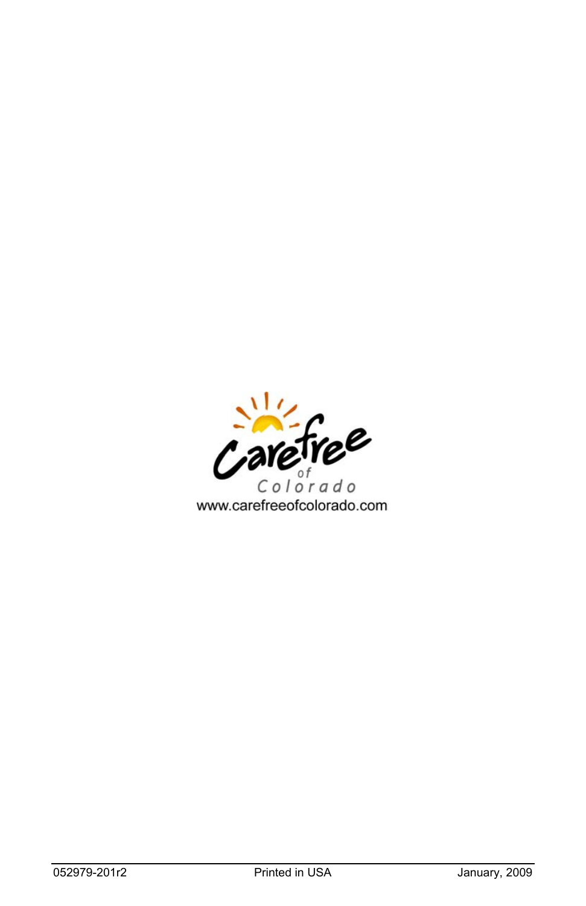Carefree of Colorado

www.carefreeofcolorado.com

052979-201r2 Printed in USA January, 2009